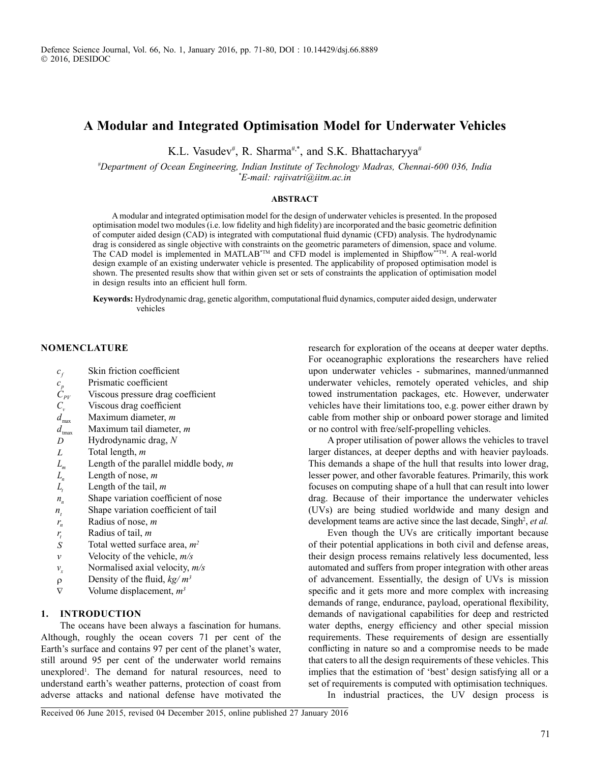# A Modular and Integrated Optimisation Model for Underwater Vehicles

K.L. Vasudev[#], R. Sharma[#,*], and S.K. Bhattacharyya[#]

[#]*Department of Ocean Engineering, Indian Institute of Technology Madras, Chennai-600 036, India*
[*]*E-mail: rajivatri@iitm.ac.in*

### ABSTRACT

A modular and integrated optimisation model for the design of underwater vehicles is presented. In the proposed optimisation model two modules (i.e. low fidelity and high fidelity) are incorporated and the basic geometric definition of computer aided design (CAD) is integrated with computational fluid dynamic (CFD) analysis. The hydrodynamic drag is considered as single objective with constraints on the geometric parameters of dimension, space and volume. The CAD model is implemented in MATLAB*™ and CFD model is implemented in Shipflow**™. A real-world design example of an existing underwater vehicle is presented. The applicability of proposed optimisation model is shown. The presented results show that within given set or sets of constraints the application of optimisation model in design results into an efficient hull form.

**Keywords:** Hydrodynamic drag, genetic algorithm, computational fluid dynamics, computer aided design, underwater vehicles

## NOMENCLATURE

| | |
|---|---|
| $c_f$ | Skin friction coefficient |
| $c_p$ | Prismatic coefficient |
| $C_{PV}$ | Viscous pressure drag coefficient |
| $C_v$ | Viscous drag coefficient |
| $d_{max}$ | Maximum diameter, *m* |
| $d_{tmax}$ | Maximum tail diameter, *m* |
| $D$ | Hydrodynamic drag, *N* |
| $L$ | Total length, *m* |
| $L_m$ | Length of the parallel middle body, *m* |
| $L_n$ | Length of nose, *m* |
| $L_t$ | Length of the tail, *m* |
| $n_n$ | Shape variation coefficient of nose |
| $n_t$ | Shape variation coefficient of tail |
| $r_n$ | Radius of nose, *m* |
| $r_t$ | Radius of tail, *m* |
| $S$ | Total wetted surface area, $m^2$ |
| $v$ | Velocity of the vehicle, *m/s* |
| $v_x$ | Normalised axial velocity, *m/s* |
| $\rho$ | Density of the fluid, $kg/m^3$ |
| $\nabla$ | Volume displacement, $m^3$ |

## 1. INTRODUCTION

The oceans have been always a fascination for humans. Although, roughly the ocean covers 71 per cent of the Earth's surface and contains 97 per cent of the planet's water, still around 95 per cent of the underwater world remains unexplored[1]. The demand for natural resources, need to understand earth's weather patterns, protection of coast from adverse attacks and national defense have motivated the research for exploration of the oceans at deeper water depths. For oceanographic explorations the researchers have relied upon underwater vehicles - submarines, manned/unmanned underwater vehicles, remotely operated vehicles, and ship towed instrumentation packages, etc. However, underwater vehicles have their limitations too, e.g. power either drawn by cable from mother ship or onboard power storage and limited or no control with free/self-propelling vehicles.

A proper utilisation of power allows the vehicles to travel larger distances, at deeper depths and with heavier payloads. This demands a shape of the hull that results into lower drag, lesser power, and other favorable features. Primarily, this work focuses on computing shape of a hull that can result into lower drag. Because of their importance the underwater vehicles (UVs) are being studied worldwide and many design and development teams are active since the last decade, Singh[2], *et al.*

Even though the UVs are critically important because of their potential applications in both civil and defense areas, their design process remains relatively less documented, less automated and suffers from proper integration with other areas of advancement. Essentially, the design of UVs is mission specific and it gets more and more complex with increasing demands of range, endurance, payload, operational flexibility, demands of navigational capabilities for deep and restricted water depths, energy efficiency and other special mission requirements. These requirements of design are essentially conflicting in nature so and a compromise needs to be made that caters to all the design requirements of these vehicles. This implies that the estimation of 'best' design satisfying all or a set of requirements is computed with optimisation techniques.

In industrial practices, the UV design process is

Received 06 June 2015, revised 04 December 2015, online published 27 January 2016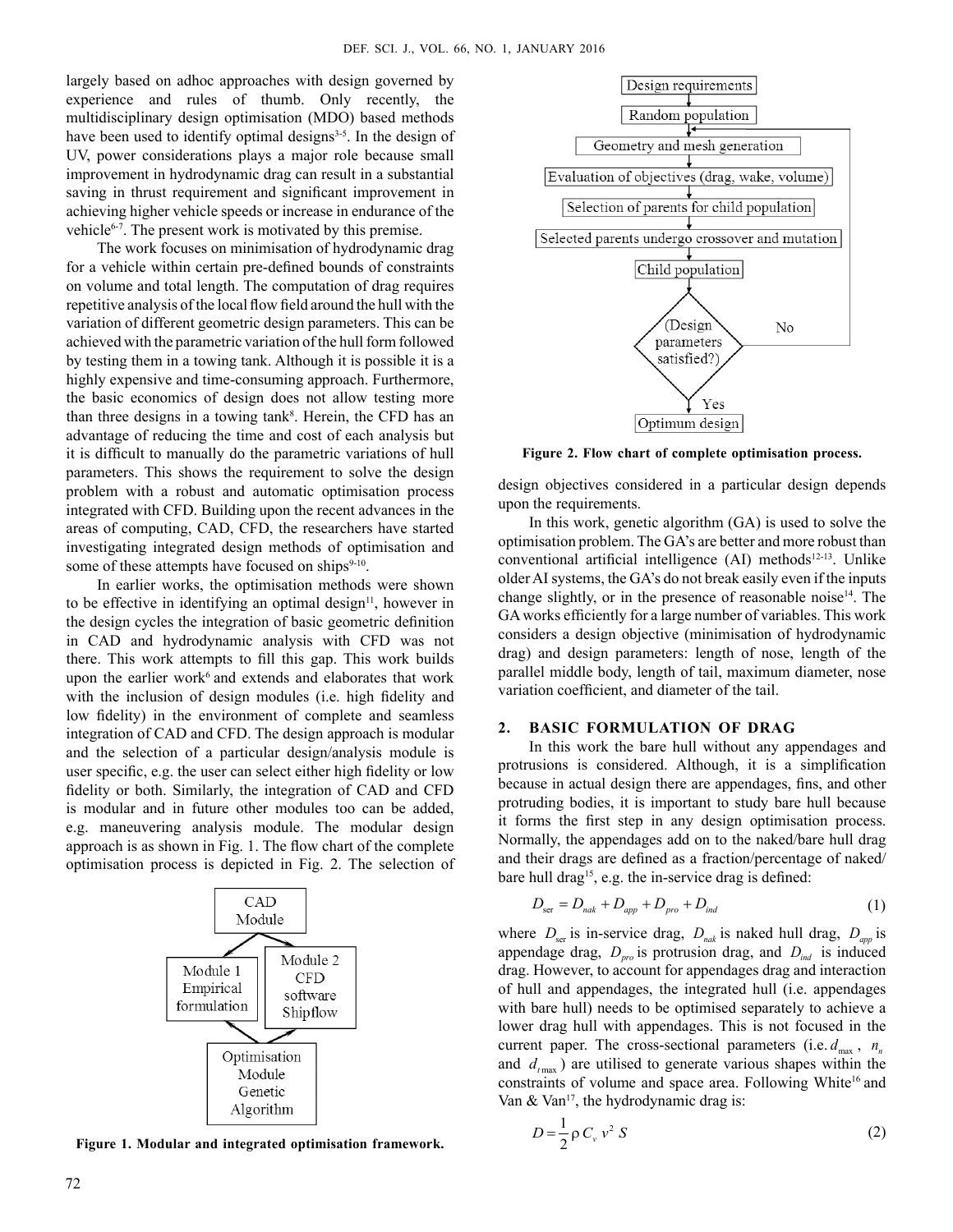largely based on adhoc approaches with design governed by experience and rules of thumb. Only recently, the multidisciplinary design optimisation (MDO) based methods have been used to identify optimal designs[3-5]. In the design of UV, power considerations plays a major role because small improvement in hydrodynamic drag can result in a substantial saving in thrust requirement and significant improvement in achieving higher vehicle speeds or increase in endurance of the vehicle[6-7]. The present work is motivated by this premise.

The work focuses on minimisation of hydrodynamic drag for a vehicle within certain pre-defined bounds of constraints on volume and total length. The computation of drag requires repetitive analysis of the local flow field around the hull with the variation of different geometric design parameters. This can be achieved with the parametric variation of the hull form followed by testing them in a towing tank. Although it is possible it is a highly expensive and time-consuming approach. Furthermore, the basic economics of design does not allow testing more than three designs in a towing tank[8]. Herein, the CFD has an advantage of reducing the time and cost of each analysis but it is difficult to manually do the parametric variations of hull parameters. This shows the requirement to solve the design problem with a robust and automatic optimisation process integrated with CFD. Building upon the recent advances in the areas of computing, CAD, CFD, the researchers have started investigating integrated design methods of optimisation and some of these attempts have focused on ships[9-10].

In earlier works, the optimisation methods were shown to be effective in identifying an optimal design[11], however in the design cycles the integration of basic geometric definition in CAD and hydrodynamic analysis with CFD was not there. This work attempts to fill this gap. This work builds upon the earlier work[6] and extends and elaborates that work with the inclusion of design modules (i.e. high fidelity and low fidelity) in the environment of complete and seamless integration of CAD and CFD. The design approach is modular and the selection of a particular design/analysis module is user specific, e.g. the user can select either high fidelity or low fidelity or both. Similarly, the integration of CAD and CFD is modular and in future other modules too can be added, e.g. maneuvering analysis module. The modular design approach is as shown in Fig. 1. The flow chart of the complete optimisation process is depicted in Fig. 2. The selection of

CAD Module → Module 1 Empirical formulation; Module 2 CFD software Shipflow → Optimisation Module Genetic Algorithm

**Figure 1. Modular and integrated optimisation framework.**

Design requirements → Random population → Geometry and mesh generation → Evaluation of objectives (drag, wake, volume) → Selection of parents for child population → Selected parents undergo crossover and mutation → Child population → (Design parameters satisfied?) No → Geometry and mesh generation; Yes → Optimum design

**Figure 2. Flow chart of complete optimisation process.**

design objectives considered in a particular design depends upon the requirements.

In this work, genetic algorithm (GA) is used to solve the optimisation problem. The GA's are better and more robust than conventional artificial intelligence (AI) methods[12-13]. Unlike older AI systems, the GA's do not break easily even if the inputs change slightly, or in the presence of reasonable noise[14]. The GA works efficiently for a large number of variables. This work considers a design objective (minimisation of hydrodynamic drag) and design parameters: length of nose, length of the parallel middle body, length of tail, maximum diameter, nose variation coefficient, and diameter of the tail.

## 2. BASIC FORMULATION OF DRAG

In this work the bare hull without any appendages and protrusions is considered. Although, it is a simplification because in actual design there are appendages, fins, and other protruding bodies, it is important to study bare hull because it forms the first step in any design optimisation process. Normally, the appendages add on to the naked/bare hull drag and their drags are defined as a fraction/percentage of naked/bare hull drag[15], e.g. the in-service drag is defined:

$$D_{ser} = D_{nak} + D_{app} + D_{pro} + D_{ind} \tag{1}$$

where $D_{ser}$ is in-service drag, $D_{nak}$ is naked hull drag, $D_{app}$ is appendage drag, $D_{pro}$ is protrusion drag, and $D_{ind}$ is induced drag. However, to account for appendages drag and interaction of hull and appendages, the integrated hull (i.e. appendages with bare hull) needs to be optimised separately to achieve a lower drag hull with appendages. This is not focused in the current paper. The cross-sectional parameters (i.e. $d_{\max}$, $n_n$ and $d_{t\max}$) are utilised to generate various shapes within the constraints of volume and space area. Following White[16] and Van & Van[17], the hydrodynamic drag is:

$$D = \frac{1}{2} \rho \, C_v \, v^2 \, S \tag{2}$$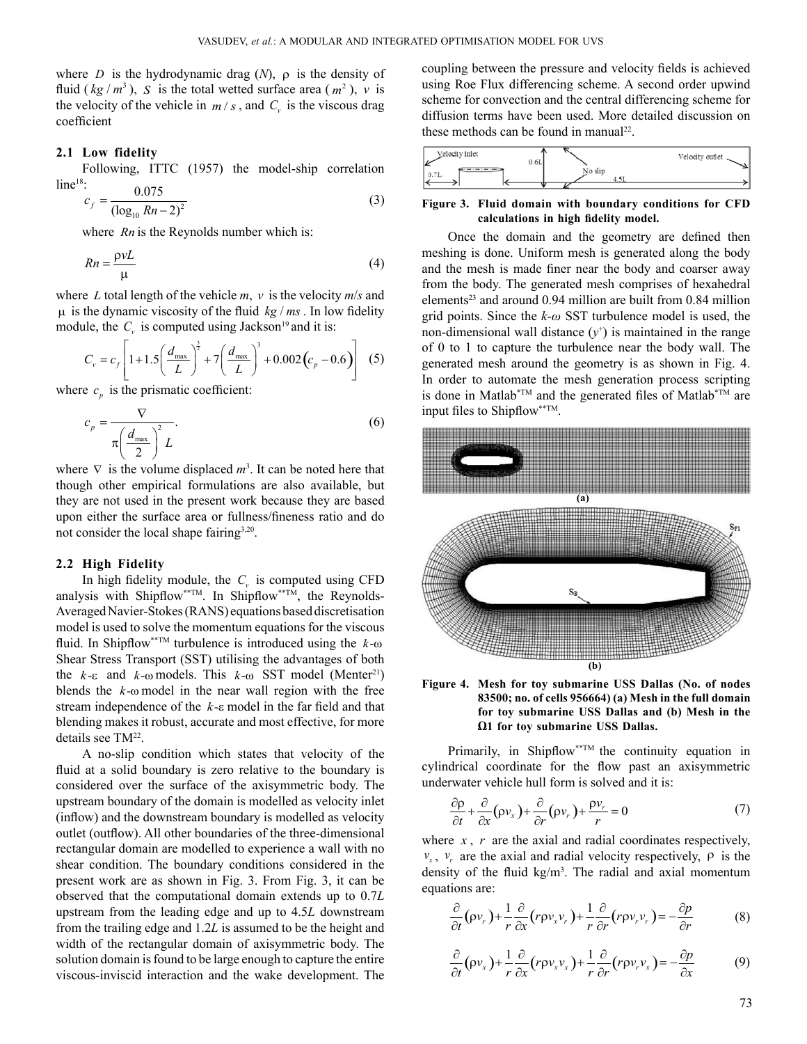where $D$ is the hydrodynamic drag ($N$), $\rho$ is the density of fluid ($kg/m^3$), $S$ is the total wetted surface area ($m^2$), $v$ is the velocity of the vehicle in $m/s$, and $C_v$ is the viscous drag coefficient

### 2.1 Low fidelity

Following, ITTC (1957) the model-ship correlation line[18]:

$$c_f = \frac{0.075}{(\log_{10} Rn - 2)^2} \tag{3}$$

where $Rn$ is the Reynolds number which is:

$$Rn = \frac{\rho v L}{\mu} \tag{4}$$

where $L$ total length of the vehicle $m$, $v$ is the velocity $m/s$ and $\mu$ is the dynamic viscosity of the fluid $kg/ms$. In low fidelity module, the $C_v$ is computed using Jackson[19] and it is:

$$C_v = c_f \left[ 1 + 1.5\left(\frac{d_{max}}{L}\right)^{\frac{3}{2}} + 7\left(\frac{d_{max}}{L}\right)^3 + 0.002\left(c_p - 0.6\right) \right] \tag{5}$$

where $c_p$ is the prismatic coefficient:

$$c_p = \frac{\nabla}{\pi \left(\frac{d_{max}}{2}\right)^2 L}. \tag{6}$$

where $\nabla$ is the volume displaced $m^3$. It can be noted here that though other empirical formulations are also available, but they are not used in the present work because they are based upon either the surface area or fullness/fineness ratio and do not consider the local shape fairing[3,20].

### 2.2 High Fidelity

In high fidelity module, the $C_v$ is computed using CFD analysis with Shipflow**TM. In Shipflow**TM, the Reynolds-Averaged Navier-Stokes (RANS) equations based discretisation model is used to solve the momentum equations for the viscous fluid. In Shipflow**TM turbulence is introduced using the $k$-$\omega$ Shear Stress Transport (SST) utilising the advantages of both the $k$-$\varepsilon$ and $k$-$\omega$ models. This $k$-$\omega$ SST model (Menter[21]) blends the $k$-$\omega$ model in the near wall region with the free stream independence of the $k$-$\varepsilon$ model in the far field and that blending makes it robust, accurate and most effective, for more details see TM[22].

A no-slip condition which states that velocity of the fluid at a solid boundary is zero relative to the boundary is considered over the surface of the axisymmetric body. The upstream boundary of the domain is modelled as velocity inlet (inflow) and the downstream boundary is modelled as velocity outlet (outflow). All other boundaries of the three-dimensional rectangular domain are modelled to experience a wall with no shear condition. The boundary conditions considered in the present work are as shown in Fig. 3. From Fig. 3, it can be observed that the computational domain extends up to 0.7*L* upstream from the leading edge and up to 4.5*L* downstream from the trailing edge and 1.2*L* is assumed to be the height and width of the rectangular domain of axisymmetric body. The solution domain is found to be large enough to capture the entire viscous-inviscid interaction and the wake development. The coupling between the pressure and velocity fields is achieved using Roe Flux differencing scheme. A second order upwind scheme for convection and the central differencing scheme for diffusion terms have been used. More detailed discussion on these methods can be found in manual[22].

**Figure 3. Fluid domain with boundary conditions for CFD calculations in high fidelity model.**

Once the domain and the geometry are defined then meshing is done. Uniform mesh is generated along the body and the mesh is made finer near the body and coarser away from the body. The generated mesh comprises of hexahedral elements[23] and around 0.94 million are built from 0.84 million grid points. Since the *k-ω* SST turbulence model is used, the non-dimensional wall distance ($y^+$) is maintained in the range of 0 to 1 to capture the turbulence near the body wall. The generated mesh around the geometry is as shown in Fig. 4. In order to automate the mesh generation process scripting is done in Matlab*TM and the generated files of Matlab*TM are input files to Shipflow**TM.

**Figure 4. Mesh for toy submarine USS Dallas (No. of nodes 83500; no. of cells 956664) (a) Mesh in the full domain for toy submarine USS Dallas and (b) Mesh in the Ω1 for toy submarine USS Dallas.**

Primarily, in Shipflow**TM the continuity equation in cylindrical coordinate for the flow past an axisymmetric underwater vehicle hull form is solved and it is:

$$\frac{\partial \rho}{\partial t} + \frac{\partial}{\partial x}\left(\rho v_x\right) + \frac{\partial}{\partial r}\left(\rho v_r\right) + \frac{\rho v_r}{r} = 0 \tag{7}$$

where $x$, $r$ are the axial and radial coordinates respectively, $v_x$, $v_r$ are the axial and radial velocity respectively, $\rho$ is the density of the fluid kg/m$^3$. The radial and axial momentum equations are:

$$\frac{\partial}{\partial t}\left(\rho v_r\right) + \frac{1}{r}\frac{\partial}{\partial x}\left(r \rho v_x v_r\right) + \frac{1}{r}\frac{\partial}{\partial r}\left(r \rho v_r v_r\right) = -\frac{\partial p}{\partial r} \tag{8}$$

$$\frac{\partial}{\partial t}\left(\rho v_x\right) + \frac{1}{r}\frac{\partial}{\partial x}\left(r \rho v_x v_x\right) + \frac{1}{r}\frac{\partial}{\partial r}\left(r \rho v_r v_x\right) = -\frac{\partial p}{\partial x} \tag{9}$$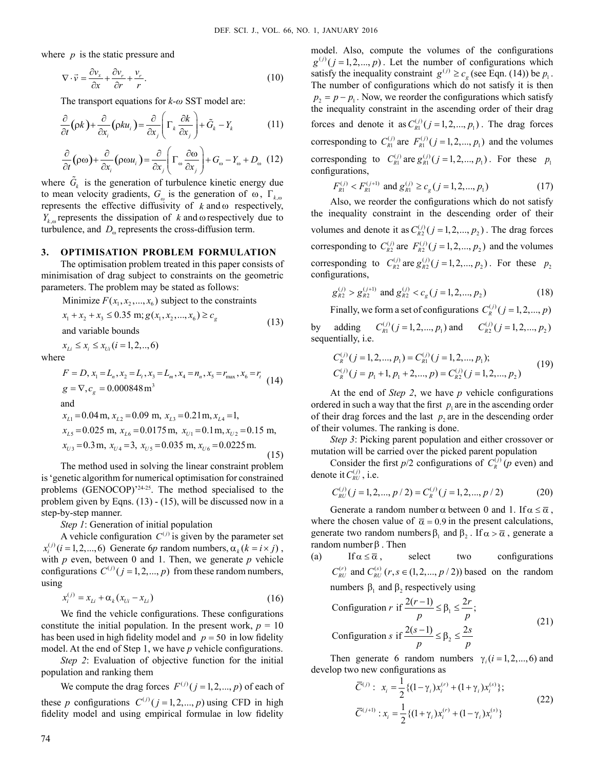where $p$ is the static pressure and

$$\nabla \cdot \vec{v} = \frac{\partial v_x}{\partial x} + \frac{\partial v_r}{\partial r} + \frac{v_r}{r}. \tag{10}$$

The transport equations for *k-ω* SST model are:

$$\frac{\partial}{\partial t}(\rho k) + \frac{\partial}{\partial x_i}(\rho k u_i) = \frac{\partial}{\partial x_j}\left(\Gamma_k \frac{\partial k}{\partial x_j}\right) + \tilde{G}_k - Y_k \tag{11}$$

$$\frac{\partial}{\partial t}(\rho \omega) + \frac{\partial}{\partial x_i}(\rho \omega u_i) = \frac{\partial}{\partial x_j}\left(\Gamma_\omega \frac{\partial \omega}{\partial x_j}\right) + G_\omega - Y_\omega + D_\omega \tag{12}$$

where $\tilde{G}_k$ is the generation of turbulence kinetic energy due to mean velocity gradients, $G_\omega$ is the generation of $\omega$, $\Gamma_{k,\omega}$ represents the effective diffusivity of $k$ and $\omega$ respectively, $Y_{k,\omega}$ represents the dissipation of $k$ and $\omega$ respectively due to turbulence, and $D_\omega$ represents the cross-diffusion term.

## 3. OPTIMISATION PROBLEM FORMULATION

The optimisation problem treated in this paper consists of minimisation of drag subject to constraints on the geometric parameters. The problem may be stated as follows:

$$\begin{aligned}
&\text{Minimize } F(x_1, x_2, ..., x_6) \text{ subject to the constraints} \\
&x_1 + x_2 + x_3 \leq 0.35 \text{ m}; g(x_1, x_2, ..., x_6) \geq c_g \\
&\text{and variable bounds} \\
&x_{Li} \leq x_i \leq x_{Ui} \, (i = 1, 2, .., 6)
\end{aligned} \tag{13}$$

where

$$\begin{aligned}
&F = D, x_1 = L_n, x_2 = L_t, x_3 = L_m, x_4 = n_n, x_5 = r_{\max}, x_6 = r_t \\
&g = \nabla, c_g = 0.000848 \text{m}^3
\end{aligned} \tag{14}$$

and

$$\begin{aligned}
&x_{L1} = 0.04 \text{m}, x_{L2} = 0.09 \text{ m}, x_{L3} = 0.21 \text{m}, x_{L4} = 1, \\
&x_{L5} = 0.025 \text{ m}, x_{L6} = 0.0175 \text{m}, x_{U1} = 0.1 \text{m}, x_{U2} = 0.15 \text{ m}, \\
&x_{U3} = 0.3 \text{m}, x_{U4} = 3, x_{U5} = 0.035 \text{ m}, x_{U6} = 0.0225 \text{m}.
\end{aligned} \tag{15}$$

The method used in solving the linear constraint problem is 'genetic algorithm for numerical optimisation for constrained problems (GENOCOP)'[24-25]. The method specialised to the problem given by Eqns. (13) - (15), will be discussed now in a step-by-step manner.

*Step 1*: Generation of initial population

A vehicle configuration $C^{(j)}$ is given by the parameter set $x_i^{(j)} (i = 1, 2, ..., 6)$ Generate $6p$ random numbers, $\alpha_k (k = i \times j)$, with $p$ even, between 0 and 1. Then, we generate $p$ vehicle configurations $C^{(j)} (j = 1, 2, ..., p)$ from these random numbers, using

$$x_i^{(j)} = x_{Li} + \alpha_k (x_{Ui} - x_{Li}) \tag{16}$$

We find the vehicle configurations. These configurations constitute the initial population. In the present work, $p = 10$ has been used in high fidelity model and $p = 50$ in low fidelity model. At the end of Step 1, we have $p$ vehicle configurations.

*Step 2*: Evaluation of objective function for the initial population and ranking them

We compute the drag forces $F^{(j)} (j = 1, 2, ..., p)$ of each of these $p$ configurations $C^{(j)} (j = 1, 2, ..., p)$ using CFD in high fidelity model and using empirical formulae in low fidelity model. Also, compute the volumes of the configurations $g^{(j)} (j = 1, 2, ..., p)$. Let the number of configurations which satisfy the inequality constraint $g^{(j)} \geq c_g$ (see Eqn. (14)) be $p_1$. The number of configurations which do not satisfy it is then $p_2 = p - p_1$. Now, we reorder the configurations which satisfy the inequality constraint in the ascending order of their drag forces and denote it as $C_{R1}^{(j)} (j = 1, 2, ..., p_1)$. The drag forces corresponding to $C_{R1}^{(j)}$ are $F_{R1}^{(j)} (j = 1, 2, ..., p_1)$ and the volumes corresponding to $C_{R1}^{(j)}$ are $g_{R1}^{(j)} (j = 1, 2, ..., p_1)$. For these $p_1$ configurations,

$$F_{R1}^{(j)} < F_{R1}^{(j+1)} \text{ and } g_{R1}^{(j)} \geq c_g \, (j = 1, 2, ..., p_1) \tag{17}$$

Also, we reorder the configurations which do not satisfy the inequality constraint in the descending order of their volumes and denote it as $C_{R2}^{(j)} (j = 1, 2, ..., p_2)$. The drag forces corresponding to $C_{R2}^{(j)}$ are $F_{R2}^{(j)} (j = 1, 2, ..., p_2)$ and the volumes corresponding to $C_{R2}^{(j)}$ are $g_{R2}^{(j)} (j = 1, 2, ..., p_2)$. For these $p_2$ configurations,

$$g_{R2}^{(j)} > g_{R2}^{(j+1)} \text{ and } g_{R2}^{(j)} < c_g \, (j = 1, 2, ..., p_2) \tag{18}$$

Finally, we form a set of configurations $C_R^{(j)} (j = 1, 2, ..., p)$ by adding $C_{R1}^{(j)} (j = 1, 2, ..., p_1)$ and $C_{R2}^{(j)} (j = 1, 2, ..., p_2)$ sequentially, i.e.

$$\begin{aligned}
&C_R^{(j)} (j = 1, 2, ..., p_1) = C_{R1}^{(j)} (j = 1, 2, ..., p_1); \\
&C_R^{(j)} (j = p_1 + 1, p_1 + 2, ..., p) = C_{R2}^{(j)} (j = 1, 2, ..., p_2)
\end{aligned} \tag{19}$$

At the end of *Step 2*, we have $p$ vehicle configurations ordered in such a way that the first $p_1$ are in the ascending order of their drag forces and the last $p_2$ are in the descending order of their volumes. The ranking is done.

*Step 3*: Picking parent population and either crossover or mutation will be carried over the picked parent population

Consider the first $p/2$ configurations of $C_R^{(j)}$ ($p$ even) and denote it $C_{RU}^{(j)}$, i.e.

$$C_{RU}^{(j)} (j = 1, 2, ..., p/2) = C_R^{(j)} (j = 1, 2, ..., p/2) \tag{20}$$

Generate a random number $\alpha$ between 0 and 1. If $\alpha \leq \bar{\alpha}$, where the chosen value of $\bar{\alpha} = 0.9$ in the present calculations, generate two random numbers $\beta_1$ and $\beta_2$. If $\alpha > \bar{\alpha}$, generate a random number $\beta$. Then

(a) If $\alpha \leq \bar{\alpha}$, select two configurations $C_{RU}^{(r)}$ and $C_{RU}^{(s)}$ $(r, s \in (1, 2, ..., p/2))$ based on the random numbers $\beta_1$ and $\beta_2$ respectively using

$$\begin{aligned}
&\text{Configuration } r \text{ if } \frac{2(r-1)}{p} \leq \beta_1 \leq \frac{2r}{p}; \\
&\text{Configuration } s \text{ if } \frac{2(s-1)}{p} \leq \beta_2 \leq \frac{2s}{p}
\end{aligned} \tag{21}$$

Then generate 6 random numbers $\gamma_i (i = 1, 2, ..., 6)$ and develop two new configurations as

$$\begin{aligned}
&\bar{C}^{(j)} : \; x_i = \frac{1}{2}\{(1 - \gamma_i) x_i^{(r)} + (1 + \gamma_i) x_i^{(s)}\}; \\
&\bar{C}^{(j+1)} : x_i = \frac{1}{2}\{(1 + \gamma_i) x_i^{(r)} + (1 - \gamma_i) x_i^{(s)}\}
\end{aligned} \tag{22}$$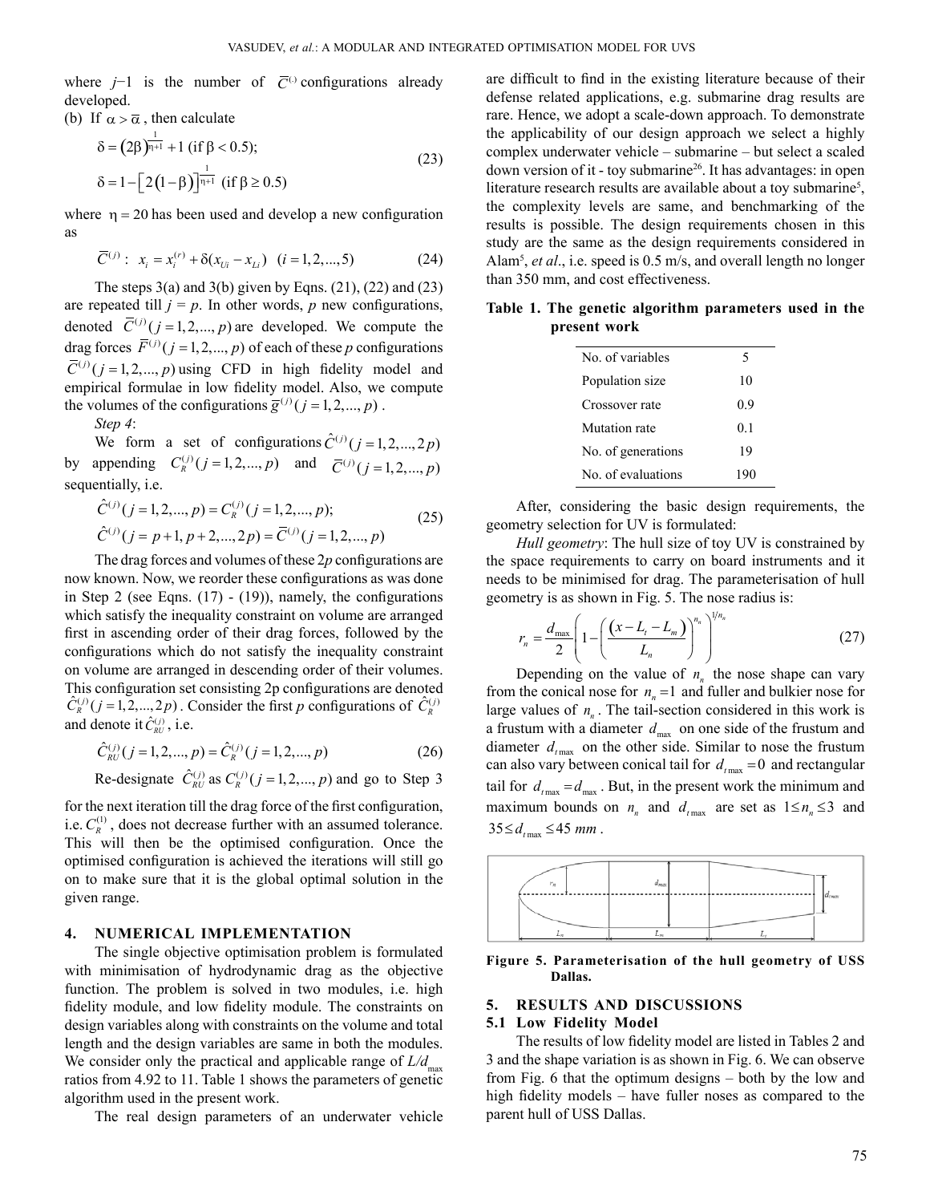where $j-1$ is the number of $\bar{C}^{(\cdot)}$ configurations already developed.

(b) If $\alpha > \bar{\alpha}$, then calculate

$$\delta = (2\beta)^{\frac{1}{\eta+1}} + 1 \text{ (if } \beta < 0.5);$$
$$\delta = 1 - \left[2(1-\beta)\right]^{\frac{1}{\eta+1}} \text{ (if } \beta \geq 0.5) \tag{23}$$

where $\eta = 20$ has been used and develop a new configuration as

$$\bar{C}^{(j)}: \; x_i = x_i^{(r)} + \delta(x_{Ui} - x_{Li}) \quad (i = 1, 2, ..., 5) \tag{24}$$

The steps 3(a) and 3(b) given by Eqns. (21), (22) and (23) are repeated till $j = p$. In other words, $p$ new configurations, denoted $\bar{C}^{(j)} (j = 1, 2, ..., p)$ are developed. We compute the drag forces $\bar{F}^{(j)} (j = 1, 2, ..., p)$ of each of these $p$ configurations $\bar{C}^{(j)} (j = 1, 2, ..., p)$ using CFD in high fidelity model and empirical formulae in low fidelity model. Also, we compute the volumes of the configurations $\bar{g}^{(j)} (j = 1, 2, ..., p)$.

*Step 4*:

We form a set of configurations $\hat{C}^{(j)} (j = 1, 2, ..., 2p)$ by appending $C_R^{(j)} (j = 1, 2, ..., p)$ and $\bar{C}^{(j)} (j = 1, 2, ..., p)$ sequentially, i.e.

$$\hat{C}^{(j)} (j = 1, 2, ..., p) = C_R^{(j)} (j = 1, 2, ..., p);$$
$$\hat{C}^{(j)} (j = p+1, p+2, ..., 2p) = \bar{C}^{(j)} (j = 1, 2, ..., p) \tag{25}$$

The drag forces and volumes of these 2$p$ configurations are now known. Now, we reorder these configurations as was done in Step 2 (see Eqns. (17) - (19)), namely, the configurations which satisfy the inequality constraint on volume are arranged first in ascending order of their drag forces, followed by the configurations which do not satisfy the inequality constraint on volume are arranged in descending order of their volumes. This configuration set consisting 2p configurations are denoted $\hat{C}_R^{(j)} (j = 1, 2, ..., 2p)$. Consider the first $p$ configurations of $\hat{C}_R^{(j)}$ and denote it $\hat{C}_{RU}^{(j)}$, i.e.

$$\hat{C}_{RU}^{(j)} (j = 1, 2, ..., p) = \hat{C}_R^{(j)} (j = 1, 2, ..., p) \tag{26}$$

Re-designate $\hat{C}_{RU}^{(j)}$ as $C_R^{(j)} (j = 1, 2, ..., p)$ and go to Step 3 for the next iteration till the drag force of the first configuration, i.e. $C_R^{(1)}$, does not decrease further with an assumed tolerance. This will then be the optimised configuration. Once the optimised configuration is achieved the iterations will still go on to make sure that it is the global optimal solution in the given range.

## 4. NUMERICAL IMPLEMENTATION

The single objective optimisation problem is formulated with minimisation of hydrodynamic drag as the objective function. The problem is solved in two modules, i.e. high fidelity module, and low fidelity module. The constraints on design variables along with constraints on the volume and total length and the design variables are same in both the modules. We consider only the practical and applicable range of $L/d_{\max}$ ratios from 4.92 to 11. Table 1 shows the parameters of genetic algorithm used in the present work.

The real design parameters of an underwater vehicle are difficult to find in the existing literature because of their defense related applications, e.g. submarine drag results are rare. Hence, we adopt a scale-down approach. To demonstrate the applicability of our design approach we select a highly complex underwater vehicle – submarine – but select a scaled down version of it - toy submarine[26]. It has advantages: in open literature research results are available about a toy submarine[5], the complexity levels are same, and benchmarking of the results is possible. The design requirements chosen in this study are the same as the design requirements considered in Alam[5], *et al*., i.e. speed is 0.5 m/s, and overall length no longer than 350 mm, and cost effectiveness.

**Table 1. The genetic algorithm parameters used in the present work**

| | |
|---|---|
| No. of variables | 5 |
| Population size | 10 |
| Crossover rate | 0.9 |
| Mutation rate | 0.1 |
| No. of generations | 19 |
| No. of evaluations | 190 |

After, considering the basic design requirements, the geometry selection for UV is formulated:

*Hull geometry*: The hull size of toy UV is constrained by the space requirements to carry on board instruments and it needs to be minimised for drag. The parameterisation of hull geometry is as shown in Fig. 5. The nose radius is:

$$r_n = \frac{d_{\max}}{2}\left(1 - \left(\frac{(x - L_t - L_m)}{L_n}\right)^{n_n}\right)^{1/n_n} \tag{27}$$

Depending on the value of $n_n$ the nose shape can vary from the conical nose for $n_n = 1$ and fuller and bulkier nose for large values of $n_n$. The tail-section considered in this work is a frustum with a diameter $d_{\max}$ on one side of the frustum and diameter $d_{t\max}$ on the other side. Similar to nose the frustum can also vary between conical tail for $d_{t\max} = 0$ and rectangular tail for $d_{t\max} = d_{\max}$. But, in the present work the minimum and maximum bounds on $n_n$ and $d_{t\max}$ are set as $1 \leq n_n \leq 3$ and $35 \leq d_{t\max} \leq 45$ $mm$.

**Figure 5. Parameterisation of the hull geometry of USS Dallas.**

## 5. RESULTS AND DISCUSSIONS

### 5.1 Low Fidelity Model

The results of low fidelity model are listed in Tables 2 and 3 and the shape variation is as shown in Fig. 6. We can observe from Fig. 6 that the optimum designs – both by the low and high fidelity models – have fuller noses as compared to the parent hull of USS Dallas.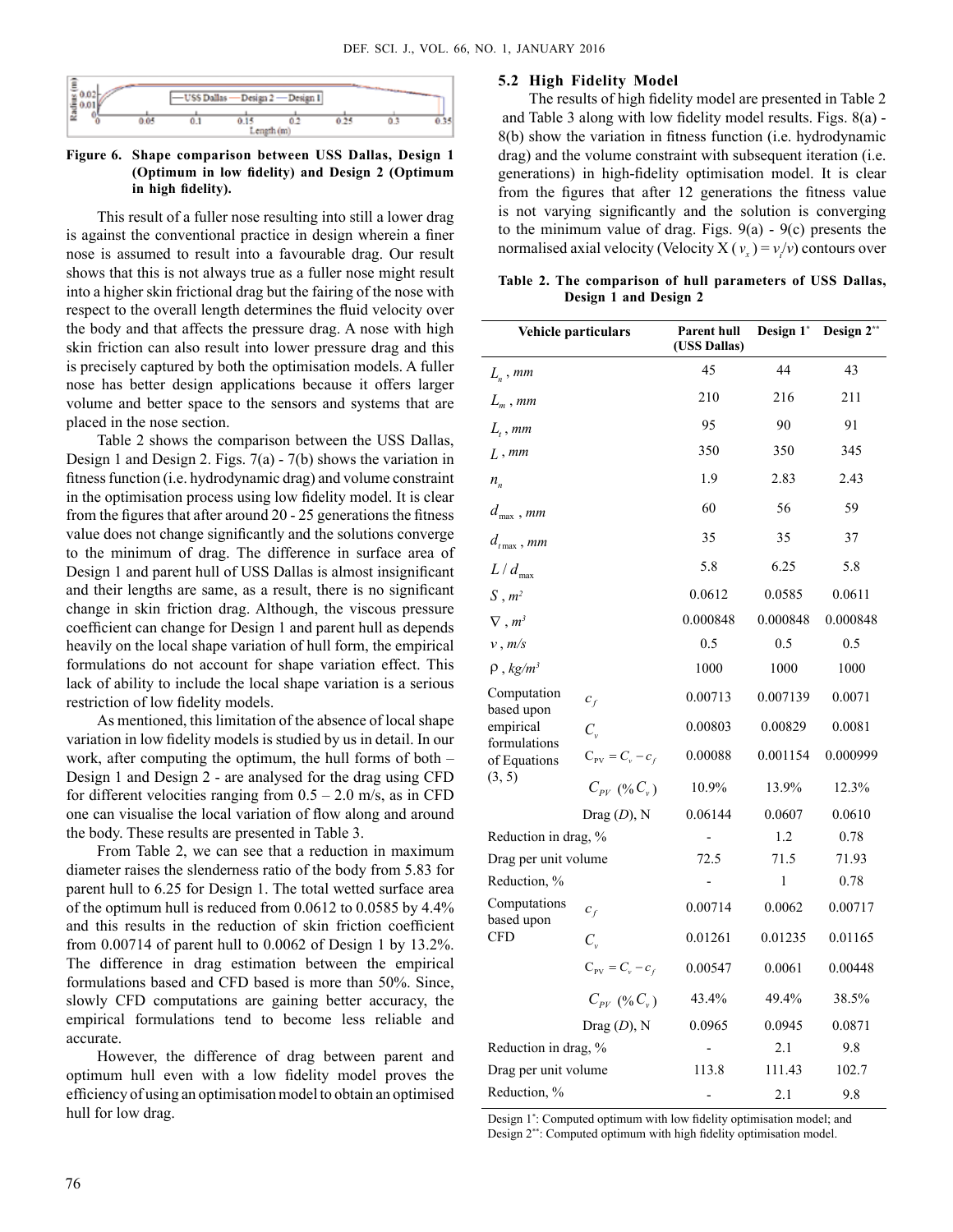Figure 6. Shape comparison between USS Dallas, Design 1 (Optimum in low fidelity) and Design 2 (Optimum in high fidelity).

This result of a fuller nose resulting into still a lower drag is against the conventional practice in design wherein a finer nose is assumed to result into a favourable drag. Our result shows that this is not always true as a fuller nose might result into a higher skin frictional drag but the fairing of the nose with respect to the overall length determines the fluid velocity over the body and that affects the pressure drag. A nose with high skin friction can also result into lower pressure drag and this is precisely captured by both the optimisation models. A fuller nose has better design applications because it offers larger volume and better space to the sensors and systems that are placed in the nose section.

Table 2 shows the comparison between the USS Dallas, Design 1 and Design 2. Figs. 7(a) - 7(b) shows the variation in fitness function (i.e. hydrodynamic drag) and volume constraint in the optimisation process using low fidelity model. It is clear from the figures that after around 20 - 25 generations the fitness value does not change significantly and the solutions converge to the minimum of drag. The difference in surface area of Design 1 and parent hull of USS Dallas is almost insignificant and their lengths are same, as a result, there is no significant change in skin friction drag. Although, the viscous pressure coefficient can change for Design 1 and parent hull as depends heavily on the local shape variation of hull form, the empirical formulations do not account for shape variation effect. This lack of ability to include the local shape variation is a serious restriction of low fidelity models.

As mentioned, this limitation of the absence of local shape variation in low fidelity models is studied by us in detail. In our work, after computing the optimum, the hull forms of both – Design 1 and Design 2 - are analysed for the drag using CFD for different velocities ranging from 0.5 – 2.0 m/s, as in CFD one can visualise the local variation of flow along and around the body. These results are presented in Table 3.

From Table 2, we can see that a reduction in maximum diameter raises the slenderness ratio of the body from 5.83 for parent hull to 6.25 for Design 1. The total wetted surface area of the optimum hull is reduced from 0.0612 to 0.0585 by 4.4% and this results in the reduction of skin friction coefficient from 0.00714 of parent hull to 0.0062 of Design 1 by 13.2%. The difference in drag estimation between the empirical formulations based and CFD based is more than 50%. Since, slowly CFD computations are gaining better accuracy, the empirical formulations tend to become less reliable and accurate.

However, the difference of drag between parent and optimum hull even with a low fidelity model proves the efficiency of using an optimisation model to obtain an optimised hull for low drag.

### 5.2 High Fidelity Model

The results of high fidelity model are presented in Table 2 and Table 3 along with low fidelity model results. Figs. 8(a) - 8(b) show the variation in fitness function (i.e. hydrodynamic drag) and the volume constraint with subsequent iteration (i.e. generations) in high-fidelity optimisation model. It is clear from the figures that after 12 generations the fitness value is not varying significantly and the solution is converging to the minimum value of drag. Figs. 9(a) - 9(c) presents the normalised axial velocity (Velocity X ($v_x$) = $v_i/v$) contours over

Table 2. The comparison of hull parameters of USS Dallas, Design 1 and Design 2

| Vehicle particulars | | Parent hull (USS Dallas) | Design 1* | Design 2** |
|---|---|---|---|---|
| $L_n$, mm | | 45 | 44 | 43 |
| $L_m$, mm | | 210 | 216 | 211 |
| $L_t$, mm | | 95 | 90 | 91 |
| $L$, mm | | 350 | 350 | 345 |
| $n_n$ | | 1.9 | 2.83 | 2.43 |
| $d_{max}$, mm | | 60 | 56 | 59 |
| $d_{t\max}$, mm | | 35 | 35 | 37 |
| $L/d_{max}$ | | 5.8 | 6.25 | 5.8 |
| $S$, $m^2$ | | 0.0612 | 0.0585 | 0.0611 |
| $\nabla$, $m^3$ | | 0.000848 | 0.000848 | 0.000848 |
| $v$, m/s | | 0.5 | 0.5 | 0.5 |
| $\rho$, $kg/m^3$ | | 1000 | 1000 | 1000 |
| Computation based upon empirical formulations of Equations (3, 5) | $c_f$ | 0.00713 | 0.007139 | 0.0071 |
| | $C_v$ | 0.00803 | 0.00829 | 0.0081 |
| | $C_{PV} = C_v - c_f$ | 0.00088 | 0.001154 | 0.000999 |
| | $C_{PV}$ (% $C_v$) | 10.9% | 13.9% | 12.3% |
| | Drag ($D$), N | 0.06144 | 0.0607 | 0.0610 |
| Reduction in drag, % | | - | 1.2 | 0.78 |
| Drag per unit volume | | 72.5 | 71.5 | 71.93 |
| Reduction, % | | - | 1 | 0.78 |
| Computations based upon CFD | $c_f$ | 0.00714 | 0.0062 | 0.00717 |
| | $C_v$ | 0.01261 | 0.01235 | 0.01165 |
| | $C_{PV} = C_v - c_f$ | 0.00547 | 0.0061 | 0.00448 |
| | $C_{PV}$ (% $C_v$) | 43.4% | 49.4% | 38.5% |
| | Drag ($D$), N | 0.0965 | 0.0945 | 0.0871 |
| Reduction in drag, % | | - | 2.1 | 9.8 |
| Drag per unit volume | | 113.8 | 111.43 | 102.7 |
| Reduction, % | | - | 2.1 | 9.8 |

Design 1*: Computed optimum with low fidelity optimisation model; and Design 2**: Computed optimum with high fidelity optimisation model.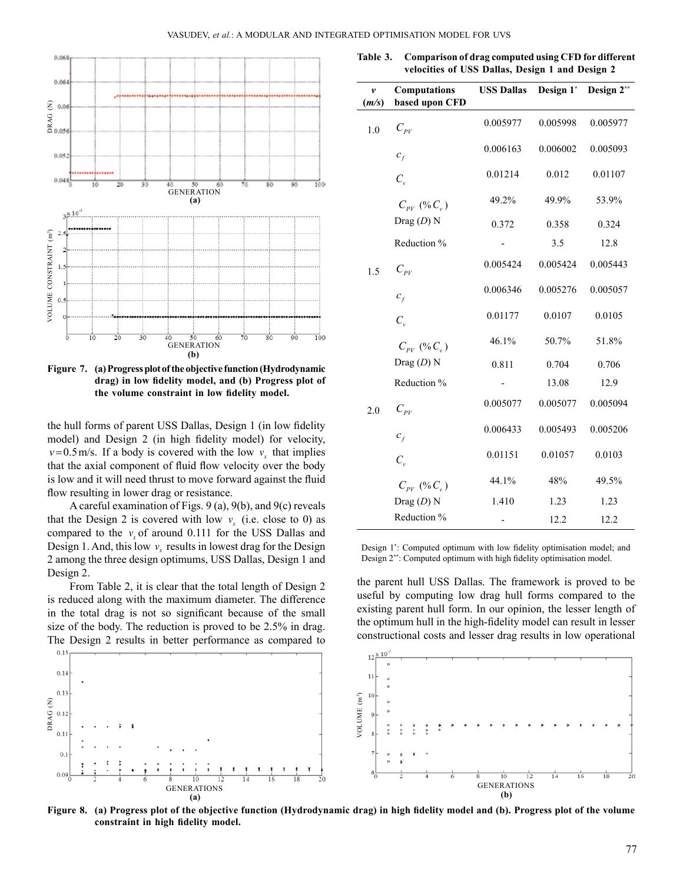Figure 7. (a) Progress plot of the objective function (Hydrodynamic drag) in low fidelity model, and (b) Progress plot of the volume constraint in low fidelity model.

the hull forms of parent USS Dallas, Design 1 (in low fidelity model) and Design 2 (in high fidelity model) for velocity, $v = 0.5$ m/s. If a body is covered with the low $v_x$ that implies that the axial component of fluid flow velocity over the body is low and it will need thrust to move forward against the fluid flow resulting in lower drag or resistance.

A careful examination of Figs. 9 (a), 9(b), and 9(c) reveals that the Design 2 is covered with low $v_x$ (i.e. close to 0) as compared to the $v_x$ of around 0.111 for the USS Dallas and Design 1. And, this low $v_x$ results in lowest drag for the Design 2 among the three design optimums, USS Dallas, Design 1 and Design 2.

From Table 2, it is clear that the total length of Design 2 is reduced along with the maximum diameter. The difference in the total drag is not so significant because of the small size of the body. The reduction is proved to be 2.5% in drag. The Design 2 results in better performance as compared to the parent hull USS Dallas. The framework is proved to be useful by computing low drag hull forms compared to the existing parent hull form. In our opinion, the lesser length of the optimum hull in the high-fidelity model can result in lesser constructional costs and lesser drag results in low operational

**Table 3. Comparison of drag computed using CFD for different velocities of USS Dallas, Design 1 and Design 2**

| $v$ (*m/s*) | Computations based upon CFD | USS Dallas | Design 1* | Design 2** |
|---|---|---|---|---|
| 1.0 | $C_{PV}$ | 0.005977 | 0.005998 | 0.005977 |
| | $c_f$ | 0.006163 | 0.006002 | 0.005093 |
| | $C_v$ | 0.01214 | 0.012 | 0.01107 |
| | $C_{PV}$ (% $C_v$) | 49.2% | 49.9% | 53.9% |
| | Drag (*D*) N | 0.372 | 0.358 | 0.324 |
| | Reduction % | - | 3.5 | 12.8 |
| 1.5 | $C_{PV}$ | 0.005424 | 0.005424 | 0.005443 |
| | $c_f$ | 0.006346 | 0.005276 | 0.005057 |
| | $C_v$ | 0.01177 | 0.0107 | 0.0105 |
| | $C_{PV}$ (% $C_v$) | 46.1% | 50.7% | 51.8% |
| | Drag (*D*) N | 0.811 | 0.704 | 0.706 |
| | Reduction % | - | 13.08 | 12.9 |
| 2.0 | $C_{PV}$ | 0.005077 | 0.005077 | 0.005094 |
| | $c_f$ | 0.006433 | 0.005493 | 0.005206 |
| | $C_v$ | 0.01151 | 0.01057 | 0.0103 |
| | $C_{PV}$ (% $C_v$) | 44.1% | 48% | 49.5% |
| | Drag (*D*) N | 1.410 | 1.23 | 1.23 |
| | Reduction % | - | 12.2 | 12.2 |

Design 1*: Computed optimum with low fidelity optimisation model; and Design 2**: Computed optimum with high fidelity optimisation model.

Figure 8. (a) Progress plot of the objective function (Hydrodynamic drag) in high fidelity model and (b). Progress plot of the volume constraint in high fidelity model.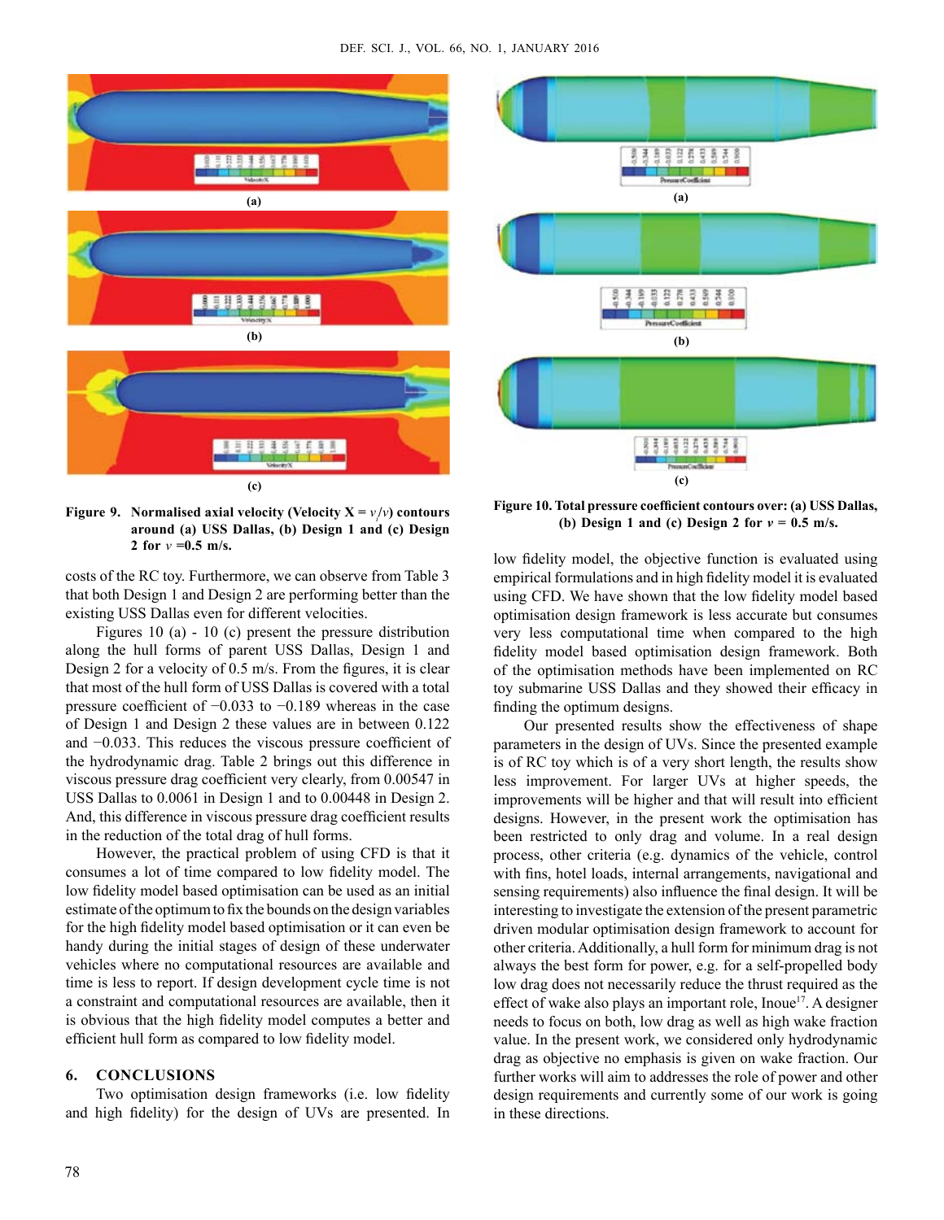(a)

(b)

(c)

**Figure 9. Normalised axial velocity (Velocity X = $v_i/v$) contours around (a) USS Dallas, (b) Design 1 and (c) Design 2 for $v$ =0.5 m/s.**

costs of the RC toy. Furthermore, we can observe from Table 3 that both Design 1 and Design 2 are performing better than the existing USS Dallas even for different velocities.

Figures 10 (a) - 10 (c) present the pressure distribution along the hull forms of parent USS Dallas, Design 1 and Design 2 for a velocity of 0.5 m/s. From the figures, it is clear that most of the hull form of USS Dallas is covered with a total pressure coefficient of −0.033 to −0.189 whereas in the case of Design 1 and Design 2 these values are in between 0.122 and −0.033. This reduces the viscous pressure coefficient of the hydrodynamic drag. Table 2 brings out this difference in viscous pressure drag coefficient very clearly, from 0.00547 in USS Dallas to 0.0061 in Design 1 and to 0.00448 in Design 2. And, this difference in viscous pressure drag coefficient results in the reduction of the total drag of hull forms.

However, the practical problem of using CFD is that it consumes a lot of time compared to low fidelity model. The low fidelity model based optimisation can be used as an initial estimate of the optimum to fix the bounds on the design variables for the high fidelity model based optimisation or it can even be handy during the initial stages of design of these underwater vehicles where no computational resources are available and time is less to report. If design development cycle time is not a constraint and computational resources are available, then it is obvious that the high fidelity model computes a better and efficient hull form as compared to low fidelity model.

## 6. CONCLUSIONS

Two optimisation design frameworks (i.e. low fidelity and high fidelity) for the design of UVs are presented. In low fidelity model, the objective function is evaluated using empirical formulations and in high fidelity model it is evaluated using CFD. We have shown that the low fidelity model based optimisation design framework is less accurate but consumes very less computational time when compared to the high fidelity model based optimisation design framework. Both of the optimisation methods have been implemented on RC toy submarine USS Dallas and they showed their efficacy in finding the optimum designs.

Our presented results show the effectiveness of shape parameters in the design of UVs. Since the presented example is of RC toy which is of a very short length, the results show less improvement. For larger UVs at higher speeds, the improvements will be higher and that will result into efficient designs. However, in the present work the optimisation has been restricted to only drag and volume. In a real design process, other criteria (e.g. dynamics of the vehicle, control with fins, hotel loads, internal arrangements, navigational and sensing requirements) also influence the final design. It will be interesting to investigate the extension of the present parametric driven modular optimisation design framework to account for other criteria. Additionally, a hull form for minimum drag is not always the best form for power, e.g. for a self-propelled body low drag does not necessarily reduce the thrust required as the effect of wake also plays an important role, Inoue[17]. A designer needs to focus on both, low drag as well as high wake fraction value. In the present work, we considered only hydrodynamic drag as objective no emphasis is given on wake fraction. Our further works will aim to addresses the role of power and other design requirements and currently some of our work is going in these directions.

(a)

(b)

(c)

**Figure 10. Total pressure coefficient contours over: (a) USS Dallas, (b) Design 1 and (c) Design 2 for $v$ = 0.5 m/s.**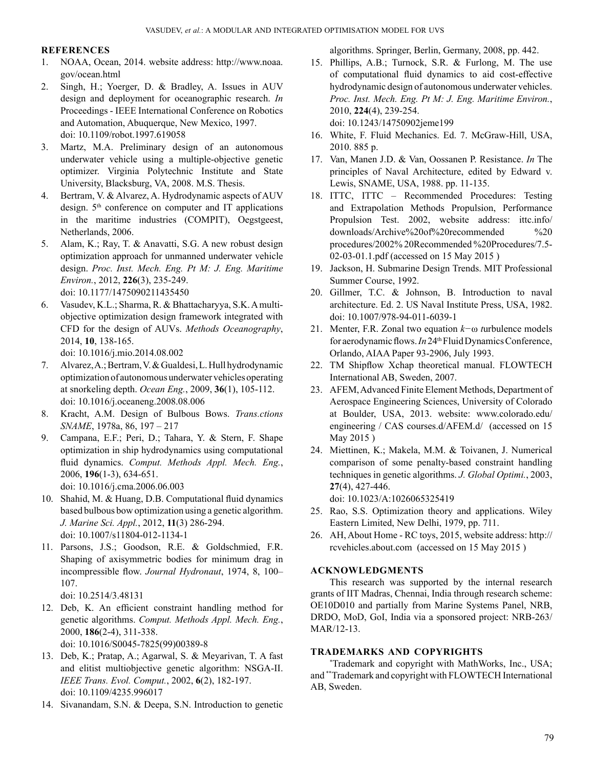## REFERENCES

1. NOAA, Ocean, 2014. website address: http://www.noaa.gov/ocean.html
2. Singh, H.; Yoerger, D. & Bradley, A. Issues in AUV design and deployment for oceanographic research. *In* Proceedings - IEEE International Conference on Robotics and Automation, Abuquerque, New Mexico, 1997. doi: 10.1109/robot.1997.619058
3. Martz, M.A. Preliminary design of an autonomous underwater vehicle using a multiple-objective genetic optimizer. Virginia Polytechnic Institute and State University, Blacksburg, VA, 2008. M.S. Thesis.
4. Bertram, V. & Alvarez, A. Hydrodynamic aspects of AUV design. 5th conference on computer and IT applications in the maritime industries (COMPIT), Oegstgeest, Netherlands, 2006.
5. Alam, K.; Ray, T. & Anavatti, S.G. A new robust design optimization approach for unmanned underwater vehicle design. *Proc. Inst. Mech. Eng. Pt M: J. Eng. Maritime Environ.*, 2012, **226**(3), 235-249. doi: 10.1177/1475090211435450
6. Vasudev, K.L.; Sharma, R. & Bhattacharyya, S.K. A multi-objective optimization design framework integrated with CFD for the design of AUVs. *Methods Oceanography*, 2014, **10**, 138-165. doi: 10.1016/j.mio.2014.08.002
7. Alvarez, A.; Bertram, V. & Gualdesi, L. Hull hydrodynamic optimization of autonomous underwater vehicles operating at snorkeling depth. *Ocean Eng.*, 2009, **36**(1), 105-112. doi: 10.1016/j.oceaneng.2008.08.006
8. Kracht, A.M. Design of Bulbous Bows. *Trans.ctions SNAME*, 1978a, 86, 197 – 217
9. Campana, E.F.; Peri, D.; Tahara, Y. & Stern, F. Shape optimization in ship hydrodynamics using computational fluid dynamics. *Comput. Methods Appl. Mech. Eng.*, 2006, **196**(1-3), 634-651. doi: 10.1016/j.cma.2006.06.003
10. Shahid, M. & Huang, D.B. Computational fluid dynamics based bulbous bow optimization using a genetic algorithm. *J. Marine Sci. Appl.*, 2012, **11**(3) 286-294. doi: 10.1007/s11804-012-1134-1
11. Parsons, J.S.; Goodson, R.E. & Goldschmied, F.R. Shaping of axisymmetric bodies for minimum drag in incompressible flow. *Journal Hydronaut*, 1974, 8, 100–107. doi: 10.2514/3.48131
12. Deb, K. An efficient constraint handling method for genetic algorithms. *Comput. Methods Appl. Mech. Eng.*, 2000, **186**(2-4), 311-338. doi: 10.1016/S0045-7825(99)00389-8
13. Deb, K.; Pratap, A.; Agarwal, S. & Meyarivan, T. A fast and elitist multiobjective genetic algorithm: NSGA-II. *IEEE Trans. Evol. Comput.*, 2002, **6**(2), 182-197. doi: 10.1109/4235.996017
14. Sivanandam, S.N. & Deepa, S.N. Introduction to genetic algorithms. Springer, Berlin, Germany, 2008, pp. 442.
15. Phillips, A.B.; Turnock, S.R. & Furlong, M. The use of computational fluid dynamics to aid cost-effective hydrodynamic design of autonomous underwater vehicles. *Proc. Inst. Mech. Eng. Pt M: J. Eng. Maritime Environ.*, 2010, **224**(4), 239-254. doi: 10.1243/14750902jeme199
16. White, F. Fluid Mechanics. Ed. 7. McGraw-Hill, USA, 2010. 885 p.
17. Van, Manen J.D. & Van, Oossanen P. Resistance. *In* The principles of Naval Architecture, edited by Edward v. Lewis, SNAME, USA, 1988. pp. 11-135.
18. ITTC, ITTC – Recommended Procedures: Testing and Extrapolation Methods Propulsion, Performance Propulsion Test. 2002, website address: ittc.info/downloads/Archive%20of%20recommended %20 procedures/2002% 20Recommended %20Procedures/7.5-02-03-01.1.pdf (accessed on 15 May 2015 )
19. Jackson, H. Submarine Design Trends. MIT Professional Summer Course, 1992.
20. Gillmer, T.C. & Johnson, B. Introduction to naval architecture. Ed. 2. US Naval Institute Press, USA, 1982. doi: 10.1007/978-94-011-6039-1
21. Menter, F.R. Zonal two equation $k-\omega$ *t*urbulence models for aerodynamic flows. *In* 24th Fluid Dynamics Conference, Orlando, AIAA Paper 93-2906, July 1993.
22. TM Shipflow Xchap theoretical manual. FLOWTECH International AB, Sweden, 2007.
23. AFEM, Advanced Finite Element Methods, Department of Aerospace Engineering Sciences, University of Colorado at Boulder, USA, 2013. website: www.colorado.edu/engineering / CAS courses.d/AFEM.d/ (accessed on 15 May 2015 )
24. Miettinen, K.; Makela, M.M. & Toivanen, J. Numerical comparison of some penalty-based constraint handling techniques in genetic algorithms. *J. Global Optimi.*, 2003, **27**(4), 427-446. doi: 10.1023/A:1026065325419
25. Rao, S.S. Optimization theory and applications. Wiley Eastern Limited, New Delhi, 1979, pp. 711.
26. AH, About Home - RC toys, 2015, website address: http://rcvehicles.about.com (accessed on 15 May 2015 )

## ACKNOWLEDGMENTS

This research was supported by the internal research grants of IIT Madras, Chennai, India through research scheme: OE10D010 and partially from Marine Systems Panel, NRB, DRDO, MoD, GoI, India via a sponsored project: NRB-263/MAR/12-13.

## TRADEMARKS AND COPYRIGHTS

*Trademark and copyright with MathWorks, Inc., USA; and **Trademark and copyright with FLOWTECH International AB, Sweden.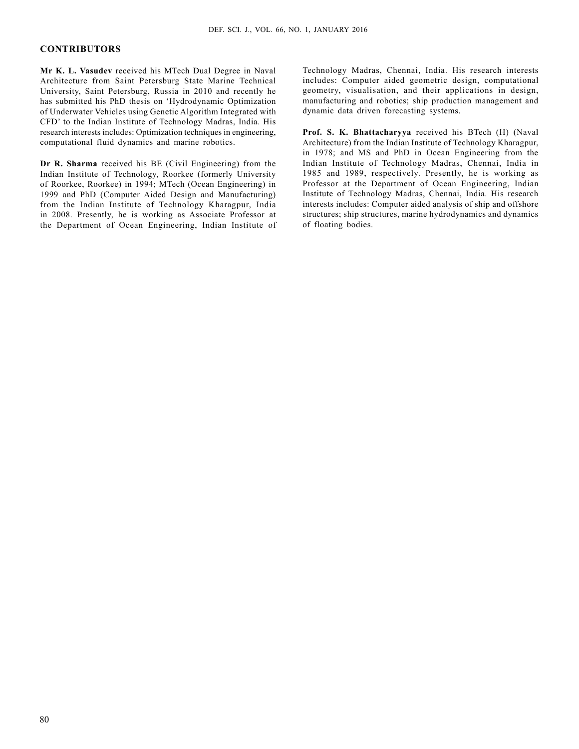## CONTRIBUTORS

**Mr K. L. Vasudev** received his MTech Dual Degree in Naval Architecture from Saint Petersburg State Marine Technical University, Saint Petersburg, Russia in 2010 and recently he has submitted his PhD thesis on 'Hydrodynamic Optimization of Underwater Vehicles using Genetic Algorithm Integrated with CFD' to the Indian Institute of Technology Madras, India. His research interests includes: Optimization techniques in engineering, computational fluid dynamics and marine robotics.

**Dr R. Sharma** received his BE (Civil Engineering) from the Indian Institute of Technology, Roorkee (formerly University of Roorkee, Roorkee) in 1994; MTech (Ocean Engineering) in 1999 and PhD (Computer Aided Design and Manufacturing) from the Indian Institute of Technology Kharagpur, India in 2008. Presently, he is working as Associate Professor at the Department of Ocean Engineering, Indian Institute of Technology Madras, Chennai, India. His research interests includes: Computer aided geometric design, computational geometry, visualisation, and their applications in design, manufacturing and robotics; ship production management and dynamic data driven forecasting systems.

**Prof. S. K. Bhattacharyya** received his BTech (H) (Naval Architecture) from the Indian Institute of Technology Kharagpur, in 1978; and MS and PhD in Ocean Engineering from the Indian Institute of Technology Madras, Chennai, India in 1985 and 1989, respectively. Presently, he is working as Professor at the Department of Ocean Engineering, Indian Institute of Technology Madras, Chennai, India. His research interests includes: Computer aided analysis of ship and offshore structures; ship structures, marine hydrodynamics and dynamics of floating bodies.